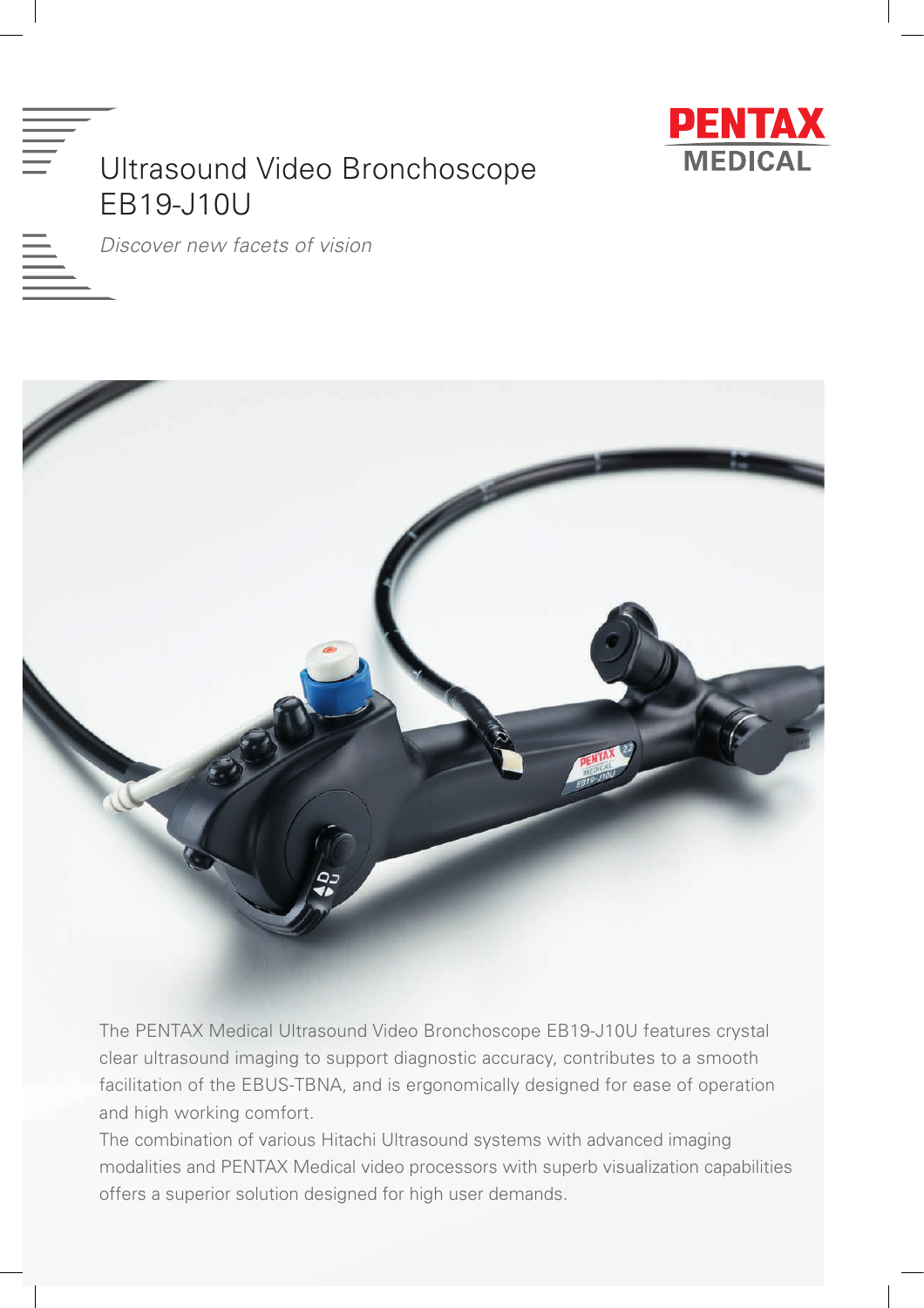# Ultrasound Video Bronchoscope EB19-J10U

PENTAX MEDICAL

*Discover new facets of vision*

The PENTAX Medical Ultrasound Video Bronchoscope EB19-J10U features crystal clear ultrasound imaging to support diagnostic accuracy, contributes to a smooth facilitation of the EBUS-TBNA, and is ergonomically designed for ease of operation and high working comfort.

The combination of various Hitachi Ultrasound systems with advanced imaging modalities and PENTAX Medical video processors with superb visualization capabilities offers a superior solution designed for high user demands.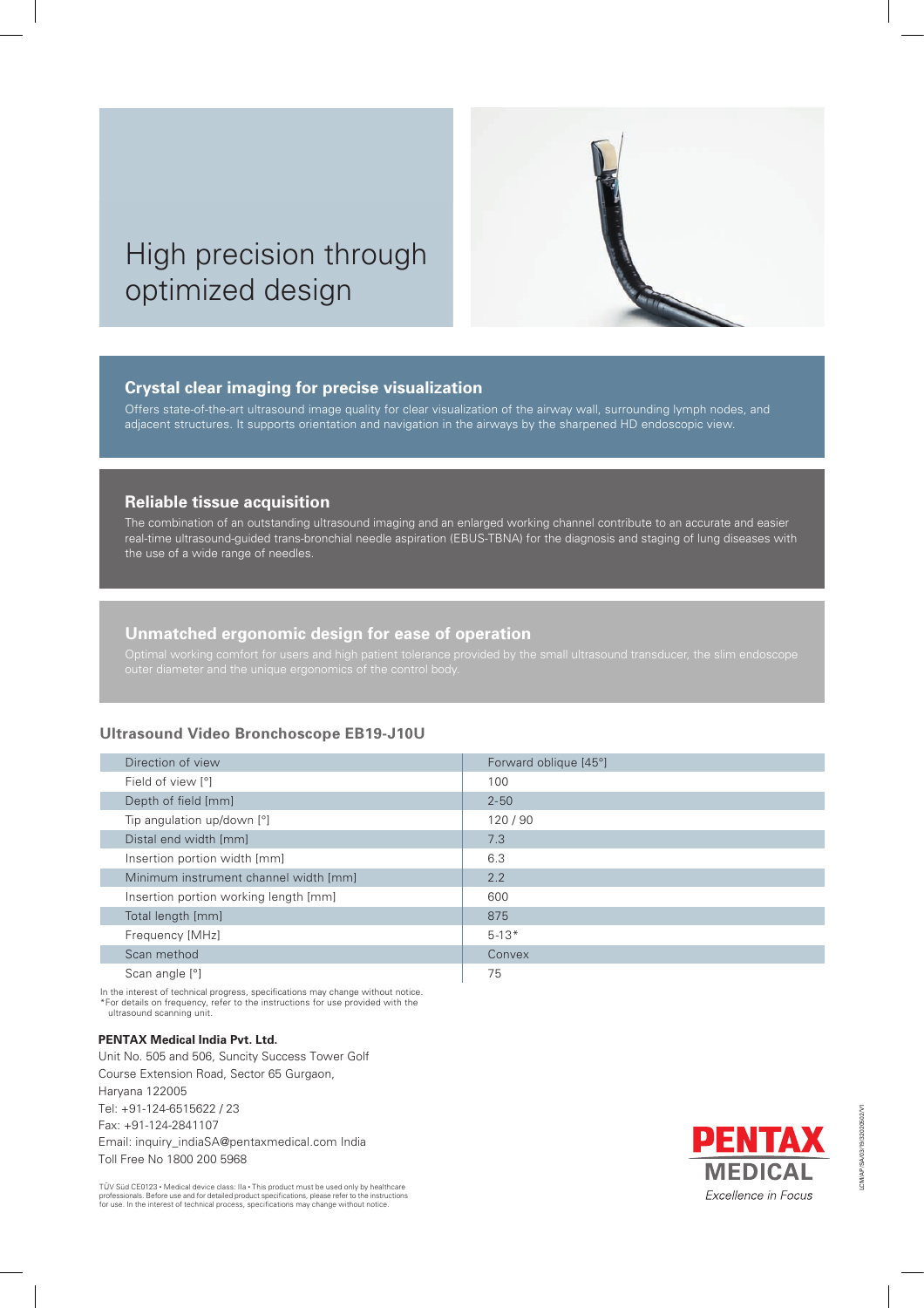# High precision through optimized design

## Crystal clear imaging for precise visualization

Offers state-of-the-art ultrasound image quality for clear visualization of the airway wall, surrounding lymph nodes, and adjacent structures. It supports orientation and navigation in the airways by the sharpened HD endoscopic view.

## Reliable tissue acquisition

The combination of an outstanding ultrasound imaging and an enlarged working channel contribute to an accurate and easier real-time ultrasound-guided trans-bronchial needle aspiration (EBUS-TBNA) for the diagnosis and staging of lung diseases with the use of a wide range of needles.

## Unmatched ergonomic design for ease of operation

Optimal working comfort for users and high patient tolerance provided by the small ultrasound transducer, the slim endoscope outer diameter and the unique ergonomics of the control body.

### Ultrasound Video Bronchoscope EB19-J10U

| | |
|---|---|
| Direction of view | Forward oblique [45°] |
| Field of view [°] | 100 |
| Depth of field [mm] | 2-50 |
| Tip angulation up/down [°] | 120 / 90 |
| Distal end width [mm] | 7.3 |
| Insertion portion width [mm] | 6.3 |
| Minimum instrument channel width [mm] | 2.2 |
| Insertion portion working length [mm] | 600 |
| Total length [mm] | 875 |
| Frequency [MHz] | 5-13* |
| Scan method | Convex |
| Scan angle [°] | 75 |

In the interest of technical progress, specifications may change without notice.
*For details on frequency, refer to the instructions for use provided with the ultrasound scanning unit.

**PENTAX Medical India Pvt. Ltd.**
Unit No. 505 and 506, Suncity Success Tower Golf
Course Extension Road, Sector 65 Gurgaon,
Haryana 122005
Tel: +91-124-6515622 / 23
Fax: +91-124-2841107
Email: inquiry_indiaSA@pentaxmedical.com India
Toll Free No 1800 200 5968

TÜV Süd CE0123 • Medical device class: IIa • This product must be used only by healthcare professionals. Before use and for detailed product specifications, please refer to the instructions for use. In the interest of technical process, specifications may change without notice.

PENTAX MEDICAL
*Excellence in Focus*